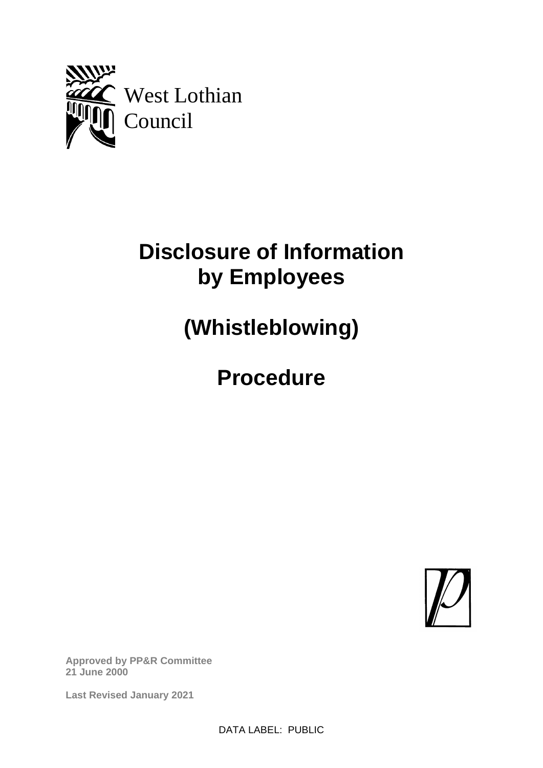West Lothian Council

# Disclosure of Information by Employees

# (Whistleblowing)

# Procedure

**Approved by PP&R Committee**
**21 June 2000**

**Last Revised January 2021**

DATA LABEL: PUBLIC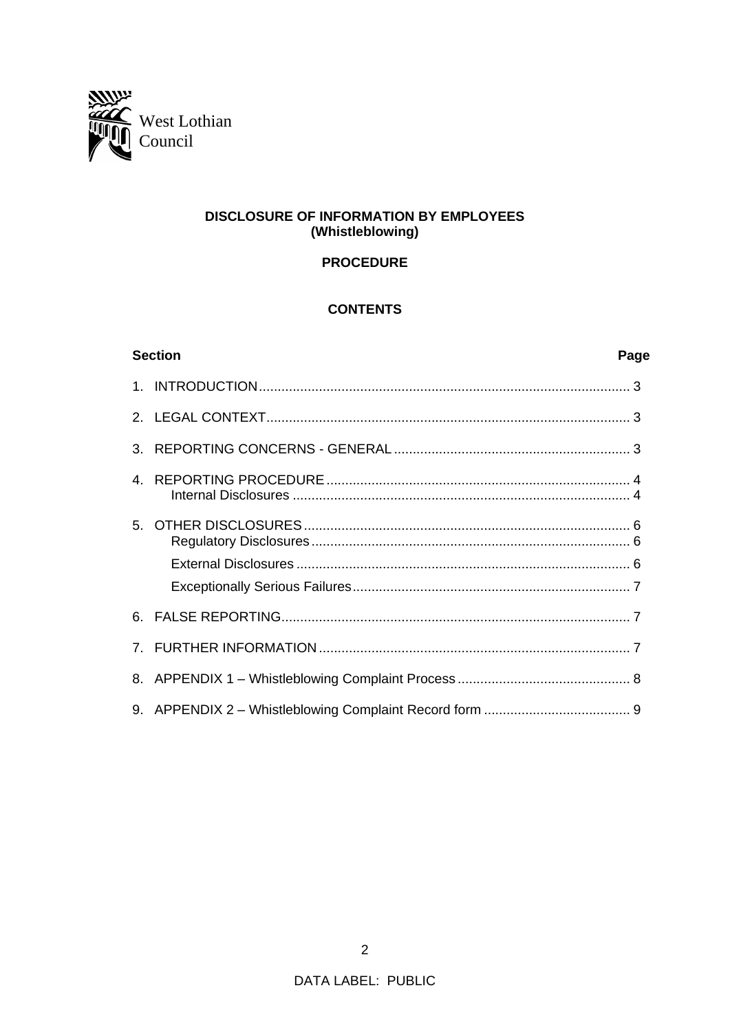West Lothian Council

# DISCLOSURE OF INFORMATION BY EMPLOYEES (Whistleblowing)

## PROCEDURE

### CONTENTS

| Section | Page |
|---|---|
| 1. INTRODUCTION | 3 |
| 2. LEGAL CONTEXT | 3 |
| 3. REPORTING CONCERNS - GENERAL | 3 |
| 4. REPORTING PROCEDURE | 4 |
| Internal Disclosures | 4 |
| 5. OTHER DISCLOSURES | 6 |
| Regulatory Disclosures | 6 |
| External Disclosures | 6 |
| Exceptionally Serious Failures | 7 |
| 6. FALSE REPORTING | 7 |
| 7. FURTHER INFORMATION | 7 |
| 8. APPENDIX 1 – Whistleblowing Complaint Process | 8 |
| 9. APPENDIX 2 – Whistleblowing Complaint Record form | 9 |

DATA LABEL: PUBLIC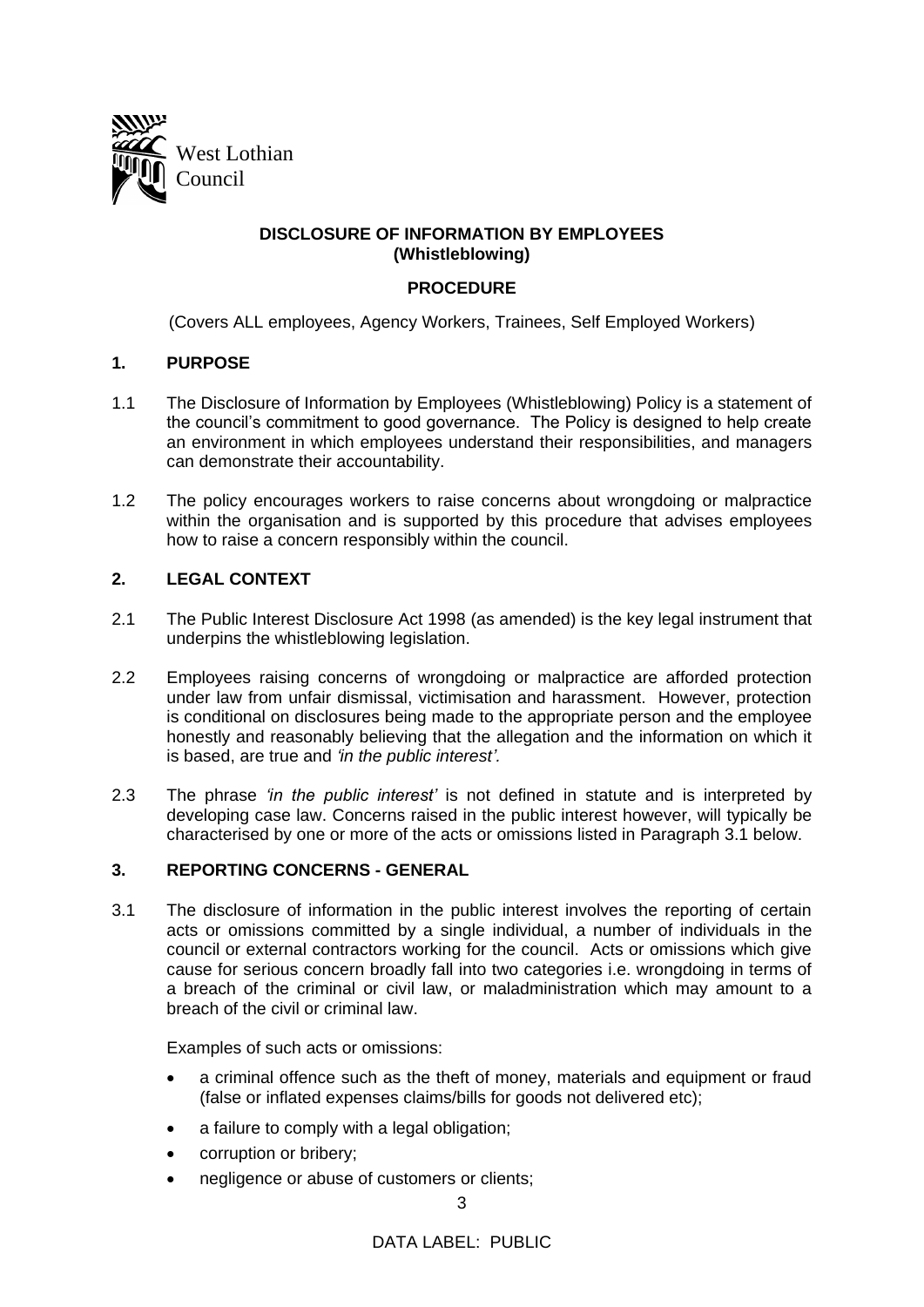West Lothian Council

**DISCLOSURE OF INFORMATION BY EMPLOYEES (Whistleblowing)**

**PROCEDURE**

(Covers ALL employees, Agency Workers, Trainees, Self Employed Workers)

## 1. PURPOSE

1.1 The Disclosure of Information by Employees (Whistleblowing) Policy is a statement of the council's commitment to good governance. The Policy is designed to help create an environment in which employees understand their responsibilities, and managers can demonstrate their accountability.

1.2 The policy encourages workers to raise concerns about wrongdoing or malpractice within the organisation and is supported by this procedure that advises employees how to raise a concern responsibly within the council.

## 2. LEGAL CONTEXT

2.1 The Public Interest Disclosure Act 1998 (as amended) is the key legal instrument that underpins the whistleblowing legislation.

2.2 Employees raising concerns of wrongdoing or malpractice are afforded protection under law from unfair dismissal, victimisation and harassment. However, protection is conditional on disclosures being made to the appropriate person and the employee honestly and reasonably believing that the allegation and the information on which it is based, are true and *'in the public interest'.*

2.3 The phrase *'in the public interest'* is not defined in statute and is interpreted by developing case law. Concerns raised in the public interest however, will typically be characterised by one or more of the acts or omissions listed in Paragraph 3.1 below.

## 3. REPORTING CONCERNS - GENERAL

3.1 The disclosure of information in the public interest involves the reporting of certain acts or omissions committed by a single individual, a number of individuals in the council or external contractors working for the council. Acts or omissions which give cause for serious concern broadly fall into two categories i.e. wrongdoing in terms of a breach of the criminal or civil law, or maladministration which may amount to a breach of the civil or criminal law.

Examples of such acts or omissions:

- a criminal offence such as the theft of money, materials and equipment or fraud (false or inflated expenses claims/bills for goods not delivered etc);
- a failure to comply with a legal obligation;
- corruption or bribery;
- negligence or abuse of customers or clients;

DATA LABEL: PUBLIC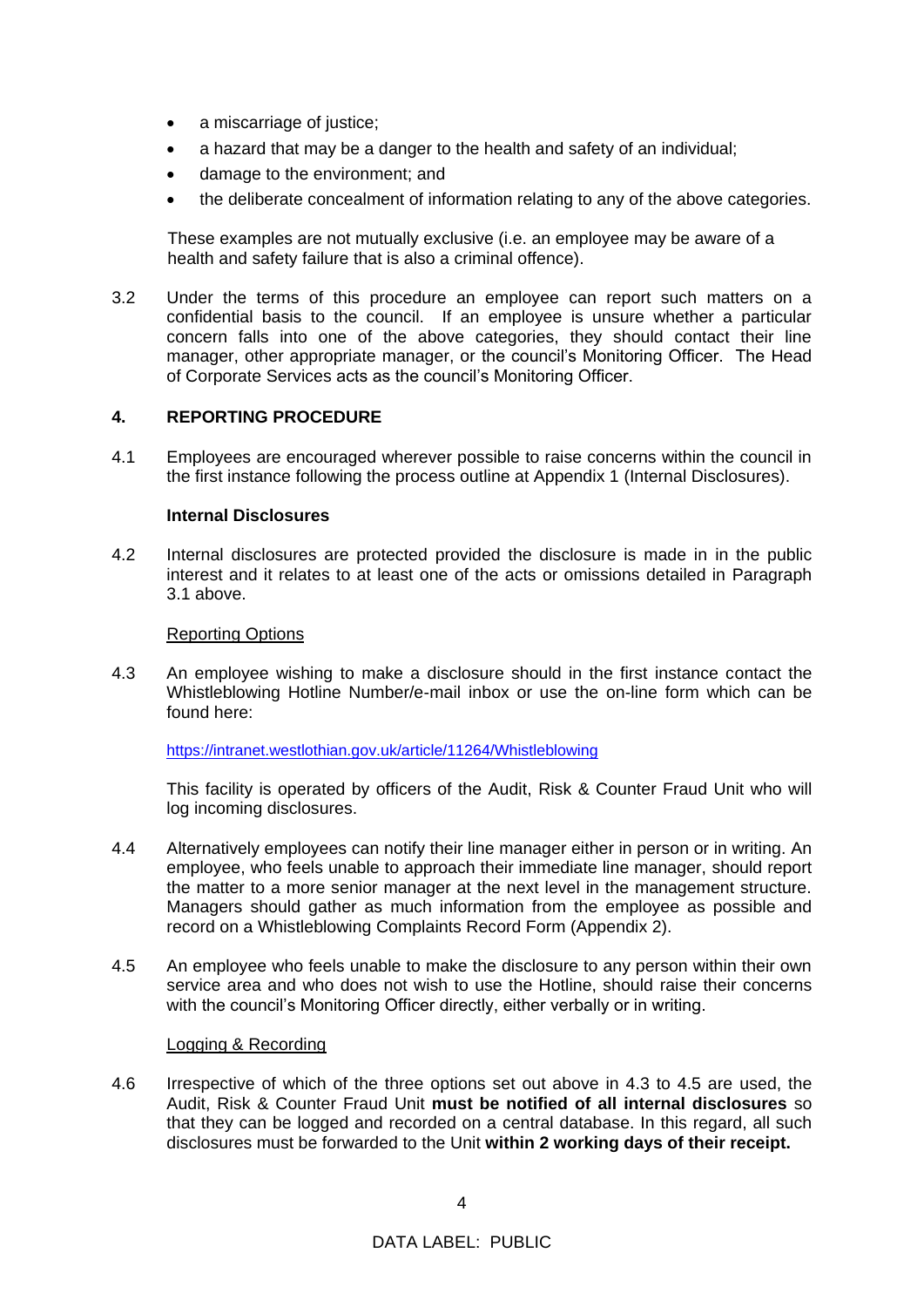- a miscarriage of justice;
- a hazard that may be a danger to the health and safety of an individual;
- damage to the environment; and
- the deliberate concealment of information relating to any of the above categories.

These examples are not mutually exclusive (i.e. an employee may be aware of a health and safety failure that is also a criminal offence).

3.2 Under the terms of this procedure an employee can report such matters on a confidential basis to the council. If an employee is unsure whether a particular concern falls into one of the above categories, they should contact their line manager, other appropriate manager, or the council's Monitoring Officer. The Head of Corporate Services acts as the council's Monitoring Officer.

## 4. REPORTING PROCEDURE

4.1 Employees are encouraged wherever possible to raise concerns within the council in the first instance following the process outline at Appendix 1 (Internal Disclosures).

### Internal Disclosures

4.2 Internal disclosures are protected provided the disclosure is made in in the public interest and it relates to at least one of the acts or omissions detailed in Paragraph 3.1 above.

Reporting Options

4.3 An employee wishing to make a disclosure should in the first instance contact the Whistleblowing Hotline Number/e-mail inbox or use the on-line form which can be found here:

https://intranet.westlothian.gov.uk/article/11264/Whistleblowing

This facility is operated by officers of the Audit, Risk & Counter Fraud Unit who will log incoming disclosures.

4.4 Alternatively employees can notify their line manager either in person or in writing. An employee, who feels unable to approach their immediate line manager, should report the matter to a more senior manager at the next level in the management structure. Managers should gather as much information from the employee as possible and record on a Whistleblowing Complaints Record Form (Appendix 2).

4.5 An employee who feels unable to make the disclosure to any person within their own service area and who does not wish to use the Hotline, should raise their concerns with the council's Monitoring Officer directly, either verbally or in writing.

Logging & Recording

4.6 Irrespective of which of the three options set out above in 4.3 to 4.5 are used, the Audit, Risk & Counter Fraud Unit **must be notified of all internal disclosures** so that they can be logged and recorded on a central database. In this regard, all such disclosures must be forwarded to the Unit **within 2 working days of their receipt.**

DATA LABEL: PUBLIC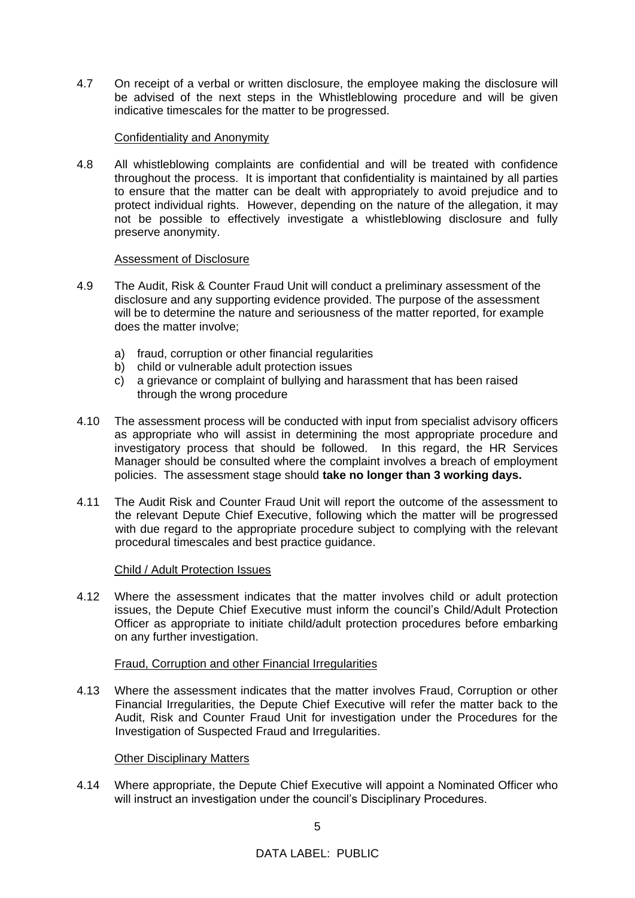4.7 On receipt of a verbal or written disclosure, the employee making the disclosure will be advised of the next steps in the Whistleblowing procedure and will be given indicative timescales for the matter to be progressed.

Confidentiality and Anonymity

4.8 All whistleblowing complaints are confidential and will be treated with confidence throughout the process. It is important that confidentiality is maintained by all parties to ensure that the matter can be dealt with appropriately to avoid prejudice and to protect individual rights. However, depending on the nature of the allegation, it may not be possible to effectively investigate a whistleblowing disclosure and fully preserve anonymity.

Assessment of Disclosure

4.9 The Audit, Risk & Counter Fraud Unit will conduct a preliminary assessment of the disclosure and any supporting evidence provided. The purpose of the assessment will be to determine the nature and seriousness of the matter reported, for example does the matter involve;

a) fraud, corruption or other financial regularities
b) child or vulnerable adult protection issues
c) a grievance or complaint of bullying and harassment that has been raised through the wrong procedure

4.10 The assessment process will be conducted with input from specialist advisory officers as appropriate who will assist in determining the most appropriate procedure and investigatory process that should be followed. In this regard, the HR Services Manager should be consulted where the complaint involves a breach of employment policies. The assessment stage should **take no longer than 3 working days.**

4.11 The Audit Risk and Counter Fraud Unit will report the outcome of the assessment to the relevant Depute Chief Executive, following which the matter will be progressed with due regard to the appropriate procedure subject to complying with the relevant procedural timescales and best practice guidance.

Child / Adult Protection Issues

4.12 Where the assessment indicates that the matter involves child or adult protection issues, the Depute Chief Executive must inform the council's Child/Adult Protection Officer as appropriate to initiate child/adult protection procedures before embarking on any further investigation.

Fraud, Corruption and other Financial Irregularities

4.13 Where the assessment indicates that the matter involves Fraud, Corruption or other Financial Irregularities, the Depute Chief Executive will refer the matter back to the Audit, Risk and Counter Fraud Unit for investigation under the Procedures for the Investigation of Suspected Fraud and Irregularities.

Other Disciplinary Matters

4.14 Where appropriate, the Depute Chief Executive will appoint a Nominated Officer who will instruct an investigation under the council's Disciplinary Procedures.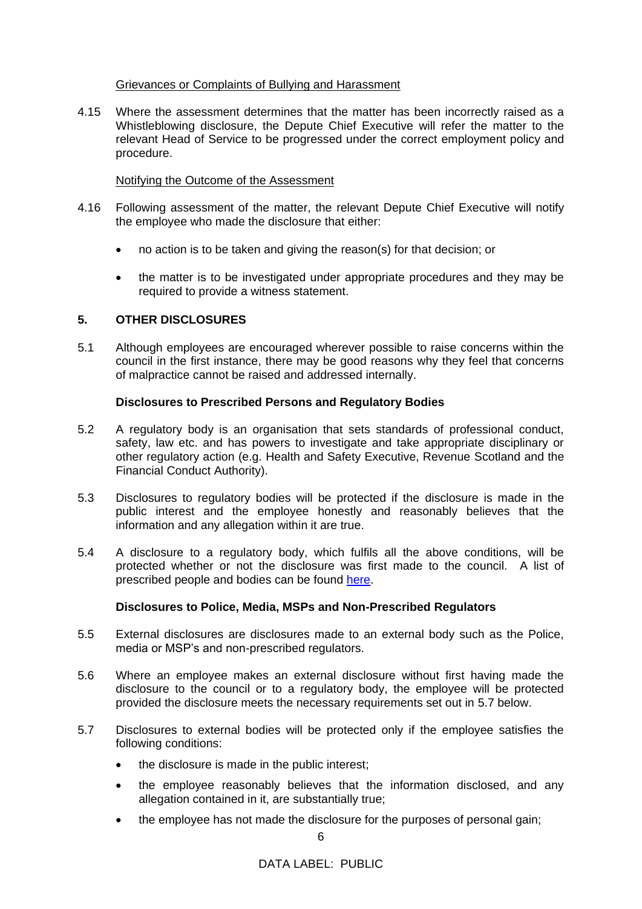Grievances or Complaints of Bullying and Harassment

4.15 Where the assessment determines that the matter has been incorrectly raised as a Whistleblowing disclosure, the Depute Chief Executive will refer the matter to the relevant Head of Service to be progressed under the correct employment policy and procedure.

Notifying the Outcome of the Assessment

4.16 Following assessment of the matter, the relevant Depute Chief Executive will notify the employee who made the disclosure that either:

- no action is to be taken and giving the reason(s) for that decision; or
- the matter is to be investigated under appropriate procedures and they may be required to provide a witness statement.

## 5. OTHER DISCLOSURES

5.1 Although employees are encouraged wherever possible to raise concerns within the council in the first instance, there may be good reasons why they feel that concerns of malpractice cannot be raised and addressed internally.

**Disclosures to Prescribed Persons and Regulatory Bodies**

5.2 A regulatory body is an organisation that sets standards of professional conduct, safety, law etc. and has powers to investigate and take appropriate disciplinary or other regulatory action (e.g. Health and Safety Executive, Revenue Scotland and the Financial Conduct Authority).

5.3 Disclosures to regulatory bodies will be protected if the disclosure is made in the public interest and the employee honestly and reasonably believes that the information and any allegation within it are true.

5.4 A disclosure to a regulatory body, which fulfils all the above conditions, will be protected whether or not the disclosure was first made to the council. A list of prescribed people and bodies can be found here.

**Disclosures to Police, Media, MSPs and Non-Prescribed Regulators**

5.5 External disclosures are disclosures made to an external body such as the Police, media or MSP's and non-prescribed regulators.

5.6 Where an employee makes an external disclosure without first having made the disclosure to the council or to a regulatory body, the employee will be protected provided the disclosure meets the necessary requirements set out in 5.7 below.

5.7 Disclosures to external bodies will be protected only if the employee satisfies the following conditions:

- the disclosure is made in the public interest;
- the employee reasonably believes that the information disclosed, and any allegation contained in it, are substantially true;
- the employee has not made the disclosure for the purposes of personal gain;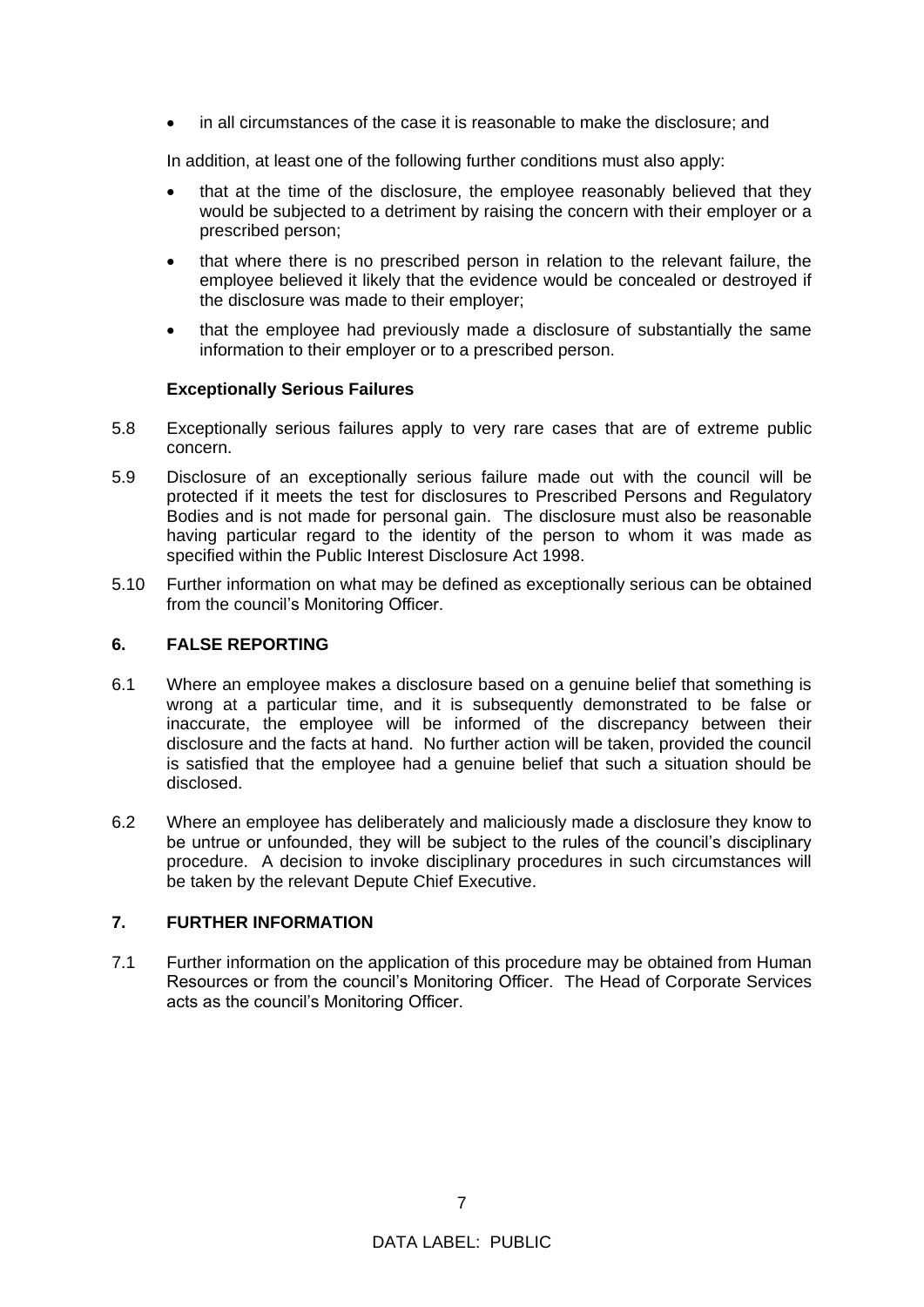- in all circumstances of the case it is reasonable to make the disclosure; and

In addition, at least one of the following further conditions must also apply:

- that at the time of the disclosure, the employee reasonably believed that they would be subjected to a detriment by raising the concern with their employer or a prescribed person;
- that where there is no prescribed person in relation to the relevant failure, the employee believed it likely that the evidence would be concealed or destroyed if the disclosure was made to their employer;
- that the employee had previously made a disclosure of substantially the same information to their employer or to a prescribed person.

**Exceptionally Serious Failures**

5.8 Exceptionally serious failures apply to very rare cases that are of extreme public concern.

5.9 Disclosure of an exceptionally serious failure made out with the council will be protected if it meets the test for disclosures to Prescribed Persons and Regulatory Bodies and is not made for personal gain. The disclosure must also be reasonable having particular regard to the identity of the person to whom it was made as specified within the Public Interest Disclosure Act 1998.

5.10 Further information on what may be defined as exceptionally serious can be obtained from the council's Monitoring Officer.

## 6. FALSE REPORTING

6.1 Where an employee makes a disclosure based on a genuine belief that something is wrong at a particular time, and it is subsequently demonstrated to be false or inaccurate, the employee will be informed of the discrepancy between their disclosure and the facts at hand. No further action will be taken, provided the council is satisfied that the employee had a genuine belief that such a situation should be disclosed.

6.2 Where an employee has deliberately and maliciously made a disclosure they know to be untrue or unfounded, they will be subject to the rules of the council's disciplinary procedure. A decision to invoke disciplinary procedures in such circumstances will be taken by the relevant Depute Chief Executive.

## 7. FURTHER INFORMATION

7.1 Further information on the application of this procedure may be obtained from Human Resources or from the council's Monitoring Officer. The Head of Corporate Services acts as the council's Monitoring Officer.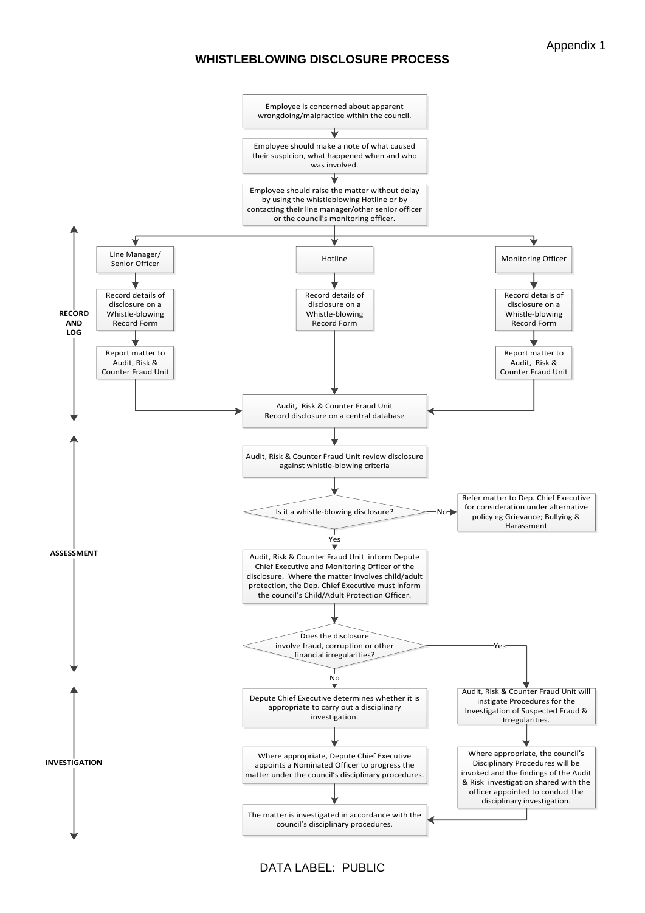Appendix 1

# WHISTLEBLOWING DISCLOSURE PROCESS

Employee is concerned about apparent wrongdoing/malpractice within the council.

Employee should make a note of what caused their suspicion, what happened when and who was involved.

Employee should raise the matter without delay by using the whistleblowing Hotline or by contacting their line manager/other senior officer or the council's monitoring officer.

## RECORD AND LOG

**Line Manager/ Senior Officer**
- Record details of disclosure on a Whistle-blowing Record Form
- Report matter to Audit, Risk & Counter Fraud Unit

**Hotline**
- Record details of disclosure on a Whistle-blowing Record Form

**Monitoring Officer**
- Record details of disclosure on a Whistle-blowing Record Form
- Report matter to Audit, Risk & Counter Fraud Unit

Audit, Risk & Counter Fraud Unit Record disclosure on a central database

## ASSESSMENT

Audit, Risk & Counter Fraud Unit review disclosure against whistle-blowing criteria

Is it a whistle-blowing disclosure?

- No → Refer matter to Dep. Chief Executive for consideration under alternative policy eg Grievance; Bullying & Harassment
- Yes → Audit, Risk & Counter Fraud Unit inform Depute Chief Executive and Monitoring Officer of the disclosure. Where the matter involves child/adult protection, the Dep. Chief Executive must inform the council's Child/Adult Protection Officer.

Does the disclosure involve fraud, corruption or other financial irregularities?

## INVESTIGATION

**No:**
- Depute Chief Executive determines whether it is appropriate to carry out a disciplinary investigation.
- Where appropriate, Depute Chief Executive appoints a Nominated Officer to progress the matter under the council's disciplinary procedures.
- The matter is investigated in accordance with the council's disciplinary procedures.

**Yes:**
- Audit, Risk & Counter Fraud Unit will instigate Procedures for the Investigation of Suspected Fraud & Irregularities.
- Where appropriate, the council's Disciplinary Procedures will be invoked and the findings of the Audit & Risk investigation shared with the officer appointed to conduct the disciplinary investigation.
- → The matter is investigated in accordance with the council's disciplinary procedures.

DATA LABEL: PUBLIC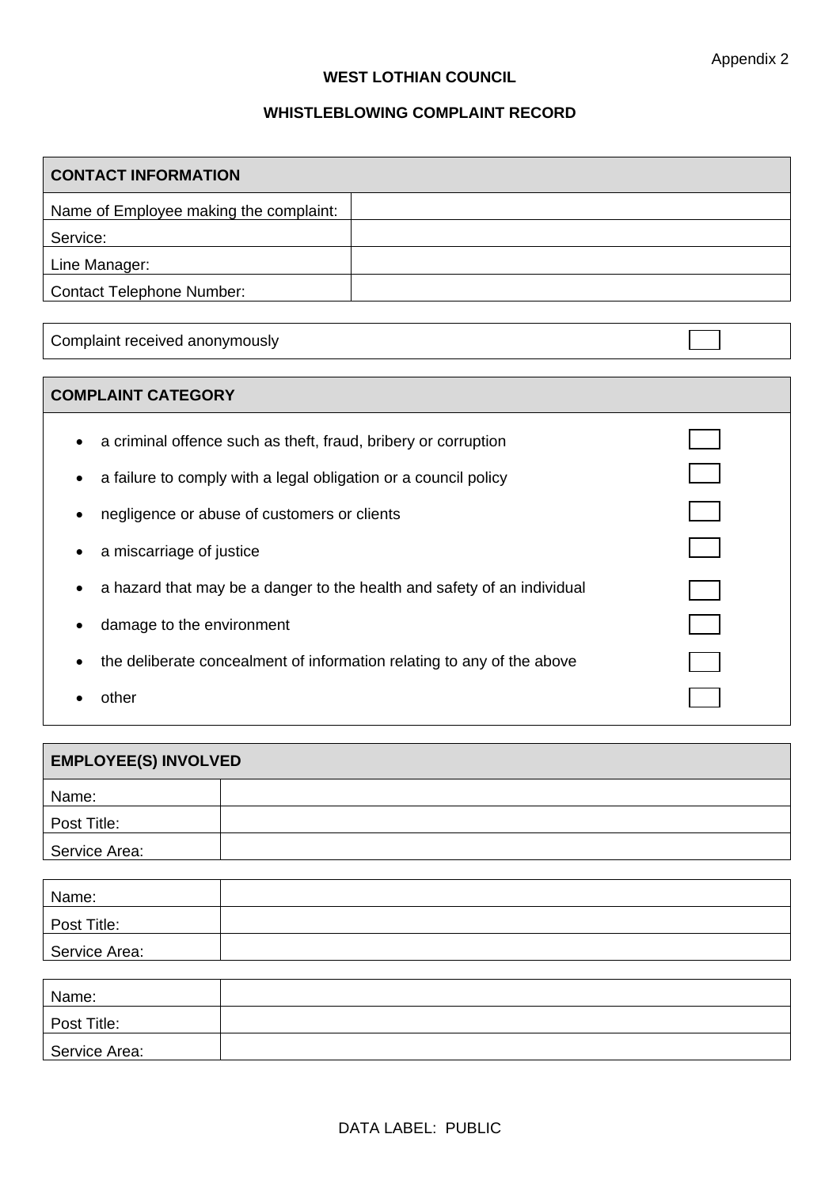Appendix 2

**WEST LOTHIAN COUNCIL**

**WHISTLEBLOWING COMPLAINT RECORD**

| **CONTACT INFORMATION** | |
|---|---|
| Name of Employee making the complaint: | |
| Service: | |
| Line Manager: | |
| Contact Telephone Number: | |

| Complaint received anonymously | ☐ |
|---|---|

| **COMPLAINT CATEGORY** | |
|---|---|
| • a criminal offence such as theft, fraud, bribery or corruption | ☐ |
| • a failure to comply with a legal obligation or a council policy | ☐ |
| • negligence or abuse of customers or clients | ☐ |
| • a miscarriage of justice | ☐ |
| • a hazard that may be a danger to the health and safety of an individual | ☐ |
| • damage to the environment | ☐ |
| • the deliberate concealment of information relating to any of the above | ☐ |
| • other | ☐ |

| **EMPLOYEE(S) INVOLVED** | |
|---|---|
| Name: | |
| Post Title: | |
| Service Area: | |

| Name: | |
|---|---|
| Post Title: | |
| Service Area: | |

| Name: | |
|---|---|
| Post Title: | |
| Service Area: | |

DATA LABEL: PUBLIC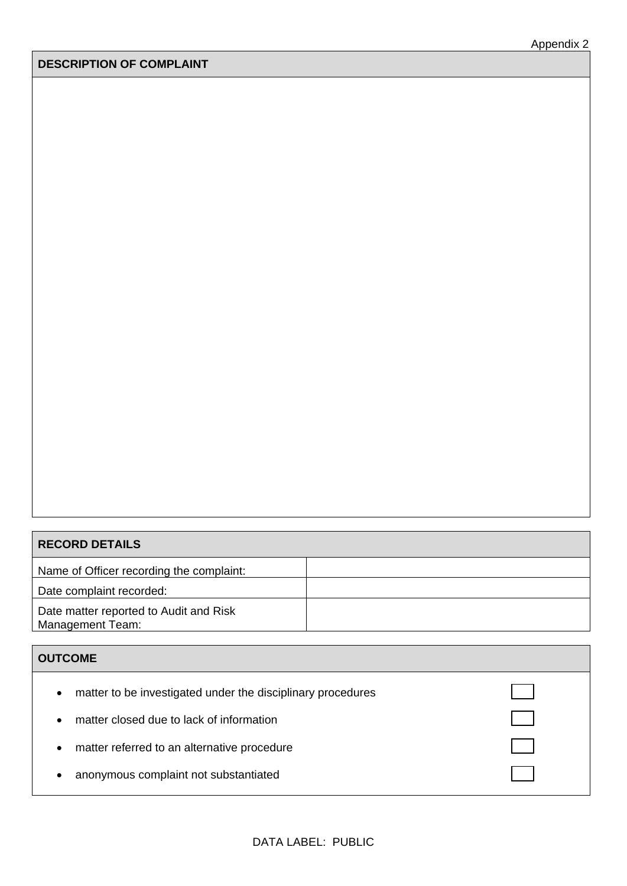Appendix 2

| DESCRIPTION OF COMPLAINT |
|---|
| |

| RECORD DETAILS | |
|---|---|
| Name of Officer recording the complaint: | |
| Date complaint recorded: | |
| Date matter reported to Audit and Risk Management Team: | |

| OUTCOME | |
|---|---|
| • matter to be investigated under the disciplinary procedures | ☐ |
| • matter closed due to lack of information | ☐ |
| • matter referred to an alternative procedure | ☐ |
| • anonymous complaint not substantiated | ☐ |

DATA LABEL: PUBLIC